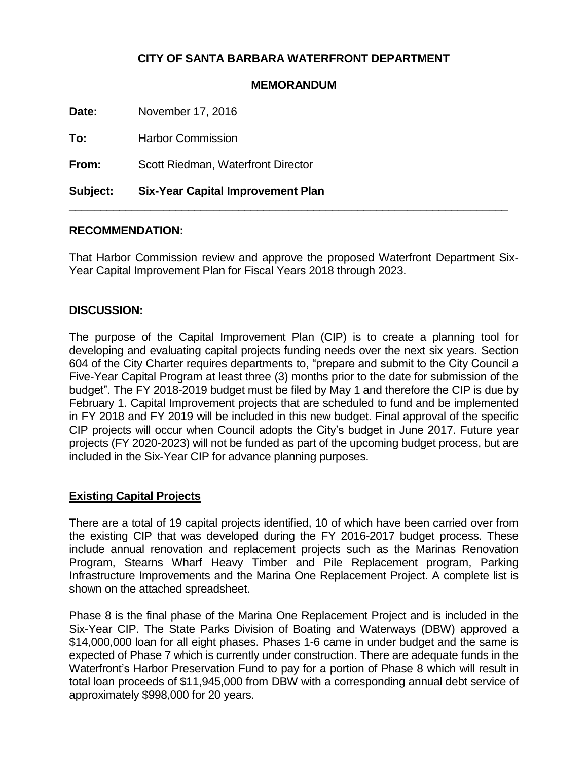**CITY OF SANTA BARBARA WATERFRONT DEPARTMENT**

**MEMORANDUM**

**Date:** November 17, 2016

**To:** Harbor Commission

**From:** Scott Riedman, Waterfront Director

**Subject:** **Six-Year Capital Improvement Plan**

---

## RECOMMENDATION:

That Harbor Commission review and approve the proposed Waterfront Department Six-Year Capital Improvement Plan for Fiscal Years 2018 through 2023.

## DISCUSSION:

The purpose of the Capital Improvement Plan (CIP) is to create a planning tool for developing and evaluating capital projects funding needs over the next six years. Section 604 of the City Charter requires departments to, "prepare and submit to the City Council a Five-Year Capital Program at least three (3) months prior to the date for submission of the budget". The FY 2018-2019 budget must be filed by May 1 and therefore the CIP is due by February 1. Capital Improvement projects that are scheduled to fund and be implemented in FY 2018 and FY 2019 will be included in this new budget. Final approval of the specific CIP projects will occur when Council adopts the City's budget in June 2017. Future year projects (FY 2020-2023) will not be funded as part of the upcoming budget process, but are included in the Six-Year CIP for advance planning purposes.

### Existing Capital Projects

There are a total of 19 capital projects identified, 10 of which have been carried over from the existing CIP that was developed during the FY 2016-2017 budget process. These include annual renovation and replacement projects such as the Marinas Renovation Program, Stearns Wharf Heavy Timber and Pile Replacement program, Parking Infrastructure Improvements and the Marina One Replacement Project. A complete list is shown on the attached spreadsheet.

Phase 8 is the final phase of the Marina One Replacement Project and is included in the Six-Year CIP. The State Parks Division of Boating and Waterways (DBW) approved a $14,000,000 loan for all eight phases. Phases 1-6 came in under budget and the same is expected of Phase 7 which is currently under construction. There are adequate funds in the Waterfront's Harbor Preservation Fund to pay for a portion of Phase 8 which will result in total loan proceeds of $11,945,000 from DBW with a corresponding annual debt service of approximately $998,000 for 20 years.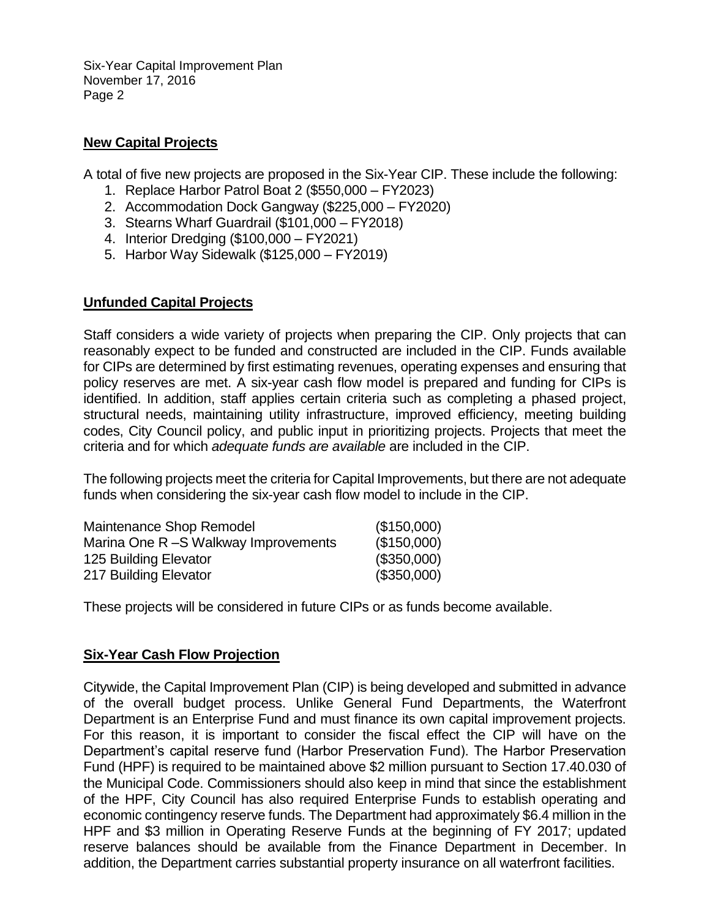## New Capital Projects

A total of five new projects are proposed in the Six-Year CIP. These include the following:

1. Replace Harbor Patrol Boat 2 ($550,000 – FY2023)
2. Accommodation Dock Gangway ($225,000 – FY2020)
3. Stearns Wharf Guardrail ($101,000 – FY2018)
4. Interior Dredging ($100,000 – FY2021)
5. Harbor Way Sidewalk ($125,000 – FY2019)

## Unfunded Capital Projects

Staff considers a wide variety of projects when preparing the CIP. Only projects that can reasonably expect to be funded and constructed are included in the CIP. Funds available for CIPs are determined by first estimating revenues, operating expenses and ensuring that policy reserves are met. A six-year cash flow model is prepared and funding for CIPs is identified. In addition, staff applies certain criteria such as completing a phased project, structural needs, maintaining utility infrastructure, improved efficiency, meeting building codes, City Council policy, and public input in prioritizing projects. Projects that meet the criteria and for which *adequate funds are available* are included in the CIP.

The following projects meet the criteria for Capital Improvements, but there are not adequate funds when considering the six-year cash flow model to include in the CIP.

| | |
|---|---|
| Maintenance Shop Remodel | ($150,000) |
| Marina One R –S Walkway Improvements | ($150,000) |
| 125 Building Elevator | ($350,000) |
| 217 Building Elevator | ($350,000) |

These projects will be considered in future CIPs or as funds become available.

## Six-Year Cash Flow Projection

Citywide, the Capital Improvement Plan (CIP) is being developed and submitted in advance of the overall budget process. Unlike General Fund Departments, the Waterfront Department is an Enterprise Fund and must finance its own capital improvement projects. For this reason, it is important to consider the fiscal effect the CIP will have on the Department's capital reserve fund (Harbor Preservation Fund). The Harbor Preservation Fund (HPF) is required to be maintained above $2 million pursuant to Section 17.40.030 of the Municipal Code. Commissioners should also keep in mind that since the establishment of the HPF, City Council has also required Enterprise Funds to establish operating and economic contingency reserve funds. The Department had approximately $6.4 million in the HPF and $3 million in Operating Reserve Funds at the beginning of FY 2017; updated reserve balances should be available from the Finance Department in December. In addition, the Department carries substantial property insurance on all waterfront facilities.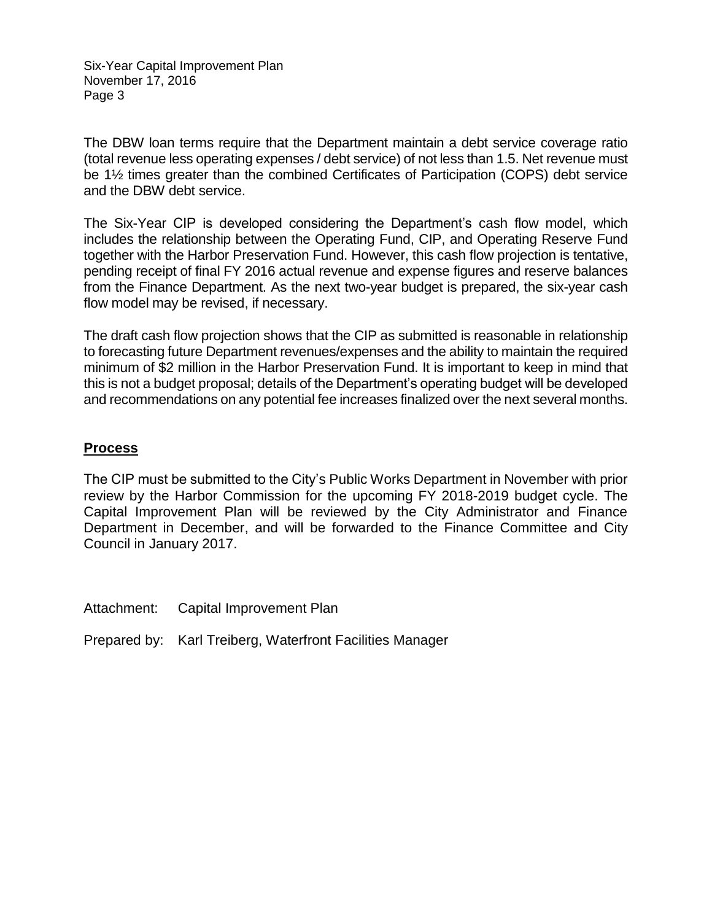The DBW loan terms require that the Department maintain a debt service coverage ratio (total revenue less operating expenses / debt service) of not less than 1.5. Net revenue must be 1½ times greater than the combined Certificates of Participation (COPS) debt service and the DBW debt service.

The Six-Year CIP is developed considering the Department's cash flow model, which includes the relationship between the Operating Fund, CIP, and Operating Reserve Fund together with the Harbor Preservation Fund. However, this cash flow projection is tentative, pending receipt of final FY 2016 actual revenue and expense figures and reserve balances from the Finance Department. As the next two-year budget is prepared, the six-year cash flow model may be revised, if necessary.

The draft cash flow projection shows that the CIP as submitted is reasonable in relationship to forecasting future Department revenues/expenses and the ability to maintain the required minimum of $2 million in the Harbor Preservation Fund. It is important to keep in mind that this is not a budget proposal; details of the Department's operating budget will be developed and recommendations on any potential fee increases finalized over the next several months.

## Process

The CIP must be submitted to the City's Public Works Department in November with prior review by the Harbor Commission for the upcoming FY 2018-2019 budget cycle. The Capital Improvement Plan will be reviewed by the City Administrator and Finance Department in December, and will be forwarded to the Finance Committee and City Council in January 2017.

Attachment: Capital Improvement Plan

Prepared by: Karl Treiberg, Waterfront Facilities Manager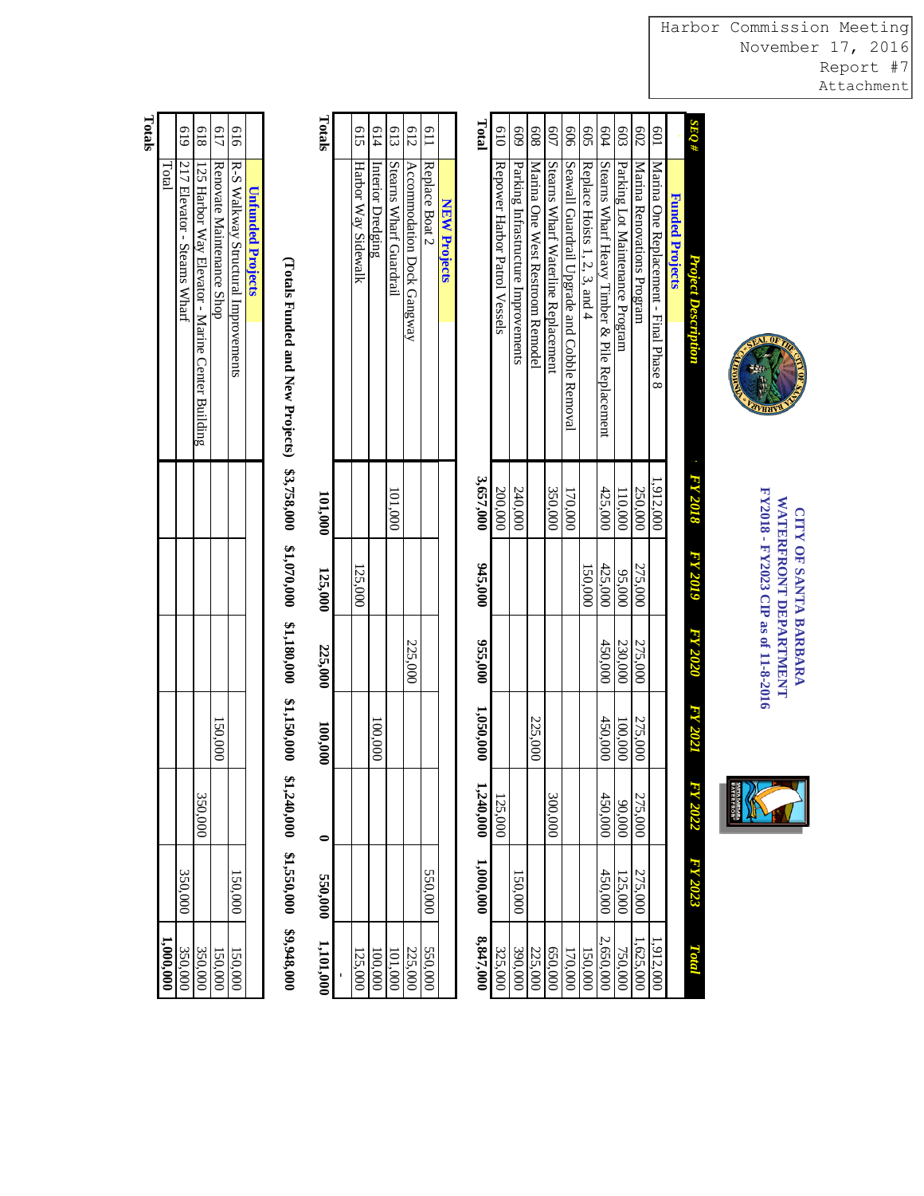Harbor Commission Meeting
November 17, 2016
Report #7
Attachment

# CITY OF SANTA BARBARA
## WATERFRONT DEPARTMENT
### FY2018 - FY2023 CIP as of 11-8-2016

| SEQ # | Project Description | FY 2018 | FY 2019 | FY 2020 | FY 2021 | FY 2022 | FY 2023 | Total |
|---|---|---|---|---|---|---|---|---|
| | **Funded Projects** | | | | | | | |
| 601 | Marina One Replacement - Final Phase 8 | 1,912,000 | | | | | | 1,912,000 |
| 602 | Marina Renovations Program | 250,000 | 275,000 | 275,000 | 275,000 | 275,000 | 275,000 | 1,625,000 |
| 603 | Parking Lot Maintenance Program | 110,000 | 95,000 | 230,000 | 100,000 | 90,000 | 125,000 | 750,000 |
| 604 | Stearns Wharf Heavy Timber & Pile Replacement | 425,000 | 425,000 | 450,000 | 450,000 | 450,000 | 450,000 | 2,650,000 |
| 605 | Replace Hoists 1, 2, 3, and 4 | | 150,000 | | | | | 150,000 |
| 606 | Seawall Guardrail Upgrade and Cobble Removal | 170,000 | | | | | | 170,000 |
| 607 | Stearns Wharf Waterline Replacement | 350,000 | | | | 300,000 | | 650,000 |
| 608 | Marina One West Restroom Remodel | | | | 225,000 | | | 225,000 |
| 609 | Parking Infrastucture Improvements | 240,000 | | | | | 150,000 | 390,000 |
| 610 | Repower Harbor Patrol Vessels | 200,000 | | | | 125,000 | | 325,000 |
| **Total** | | **3,657,000** | **945,000** | **955,000** | **1,050,000** | **1,240,000** | **1,000,000** | **8,847,000** |
| | **NEW Projects** | | | | | | | |
| 611 | Replace Boat 2 | | | | | | 550,000 | 550,000 |
| 612 | Accommodation Dock Gangway | | | 225,000 | | | | 225,000 |
| 613 | Stearns Wharf Guardrail | 101,000 | | | | | | 101,000 |
| 614 | Interior Dredging | | | | 100,000 | | | 100,000 |
| 615 | Harbor Way Sidewalk | | 125,000 | | | | | 125,000 |
| | | | | | | | | - |
| **Totals** | | **101,000** | **125,000** | **225,000** | **100,000** | **0** | **550,000** | **1,101,000** |
| | **(Totals Funded and New Projects)** | **$3,758,000** | **$1,070,000** | **$1,180,000** | **$1,150,000** | **$1,240,000** | **$1,550,000** | **$9,948,000** |
| | **Unfunded Projects** | | | | | | | |
| 616 | R-S Walkway Structural Improvements | | | | | | 150,000 | 150,000 |
| 617 | Renovate Maintenance Shop | | | | 150,000 | | | 150,000 |
| 618 | 125 Harbor Way Elevator - Marine Center Building | | | | | 350,000 | | 350,000 |
| 619 | 217 Elevator - Stearns Wharf | | | | | | 350,000 | 350,000 |
| | Total | | | | | | | **1,000,000** |
| **Totals** | | | | | | | | |